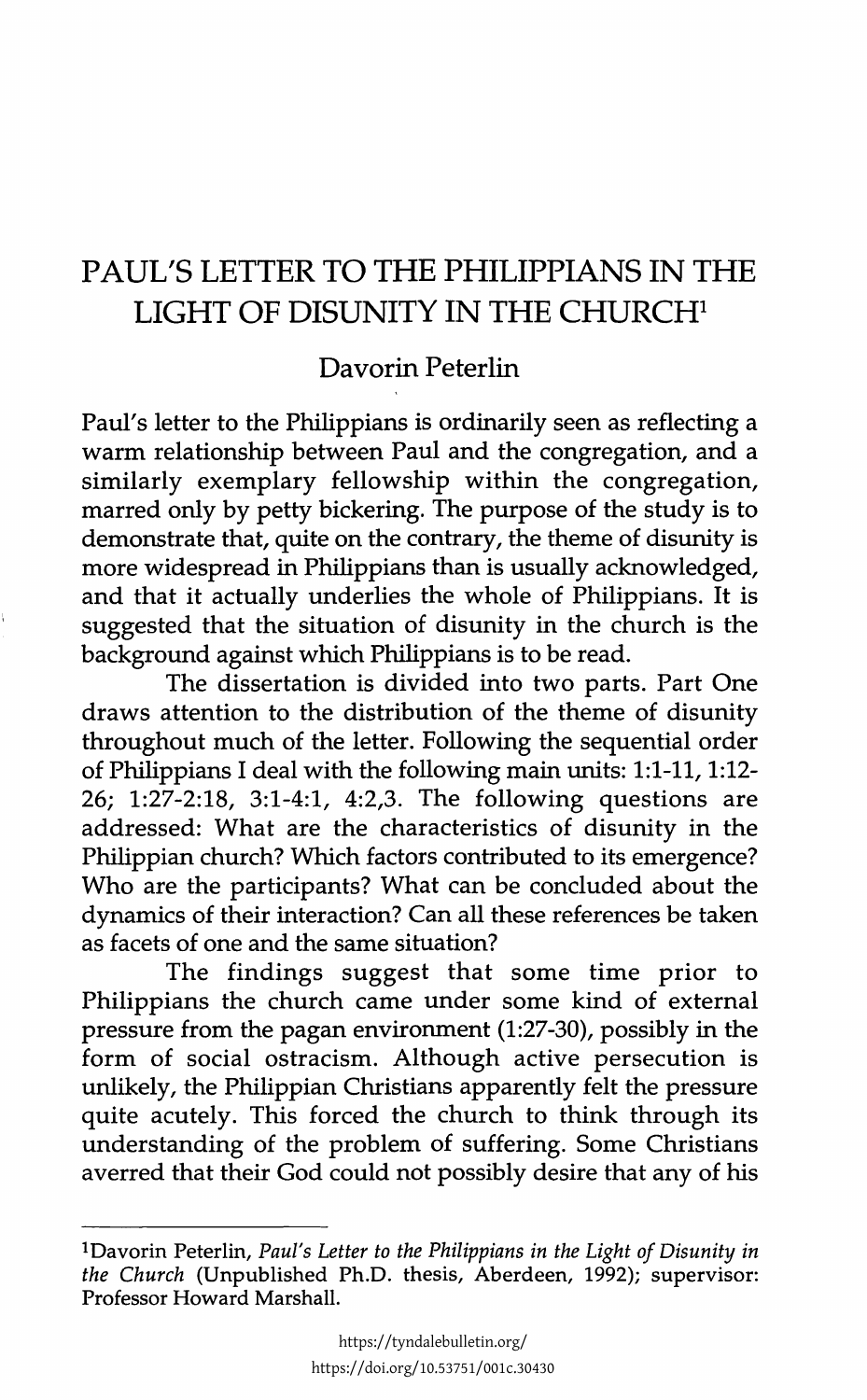# PAUL'S LETTER TO THE PHILIPPIANS IN THE LIGHT OF DISUNITY IN THE CHURCH[1]

Davorin Peterlin

Paul's letter to the Philippians is ordinarily seen as reflecting a warm relationship between Paul and the congregation, and a similarly exemplary fellowship within the congregation, marred only by petty bickering. The purpose of the study is to demonstrate that, quite on the contrary, the theme of disunity is more widespread in Philippians than is usually acknowledged, and that it actually underlies the whole of Philippians. It is suggested that the situation of disunity in the church is the background against which Philippians is to be read.

The dissertation is divided into two parts. Part One draws attention to the distribution of the theme of disunity throughout much of the letter. Following the sequential order of Philippians I deal with the following main units: 1:1-11, 1:12-26; 1:27-2:18, 3:1-4:1, 4:2,3. The following questions are addressed: What are the characteristics of disunity in the Philippian church? Which factors contributed to its emergence? Who are the participants? What can be concluded about the dynamics of their interaction? Can all these references be taken as facets of one and the same situation?

The findings suggest that some time prior to Philippians the church came under some kind of external pressure from the pagan environment (1:27-30), possibly in the form of social ostracism. Although active persecution is unlikely, the Philippian Christians apparently felt the pressure quite acutely. This forced the church to think through its understanding of the problem of suffering. Some Christians averred that their God could not possibly desire that any of his

---

[1]Davorin Peterlin, *Paul's Letter to the Philippians in the Light of Disunity in the Church* (Unpublished Ph.D. thesis, Aberdeen, 1992); supervisor: Professor Howard Marshall.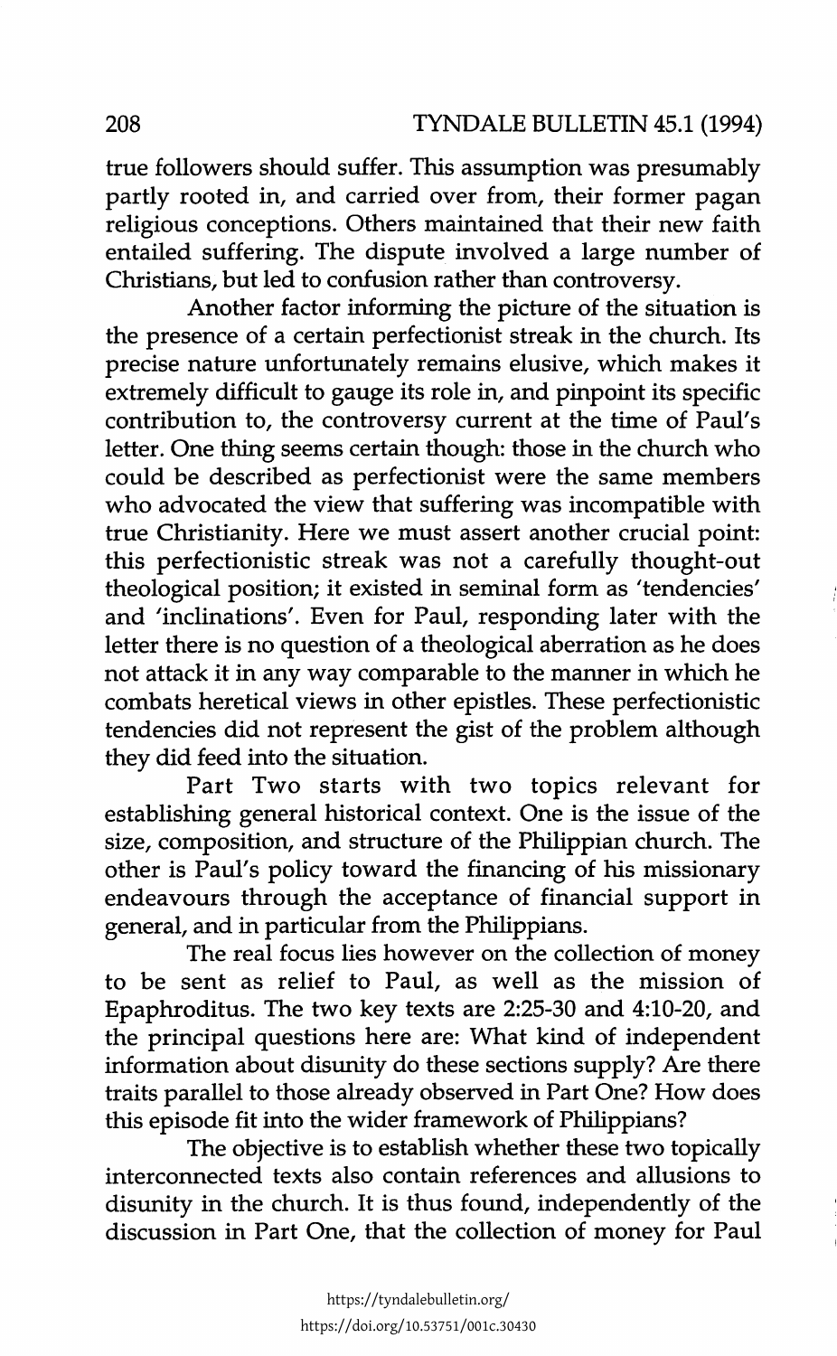true followers should suffer. This assumption was presumably partly rooted in, and carried over from, their former pagan religious conceptions. Others maintained that their new faith entailed suffering. The dispute involved a large number of Christians, but led to confusion rather than controversy.

Another factor informing the picture of the situation is the presence of a certain perfectionist streak in the church. Its precise nature unfortunately remains elusive, which makes it extremely difficult to gauge its role in, and pinpoint its specific contribution to, the controversy current at the time of Paul's letter. One thing seems certain though: those in the church who could be described as perfectionist were the same members who advocated the view that suffering was incompatible with true Christianity. Here we must assert another crucial point: this perfectionistic streak was not a carefully thought-out theological position; it existed in seminal form as 'tendencies' and 'inclinations'. Even for Paul, responding later with the letter there is no question of a theological aberration as he does not attack it in any way comparable to the manner in which he combats heretical views in other epistles. These perfectionistic tendencies did not represent the gist of the problem although they did feed into the situation.

Part Two starts with two topics relevant for establishing general historical context. One is the issue of the size, composition, and structure of the Philippian church. The other is Paul's policy toward the financing of his missionary endeavours through the acceptance of financial support in general, and in particular from the Philippians.

The real focus lies however on the collection of money to be sent as relief to Paul, as well as the mission of Epaphroditus. The two key texts are 2:25-30 and 4:10-20, and the principal questions here are: What kind of independent information about disunity do these sections supply? Are there traits parallel to those already observed in Part One? How does this episode fit into the wider framework of Philippians?

The objective is to establish whether these two topically interconnected texts also contain references and allusions to disunity in the church. It is thus found, independently of the discussion in Part One, that the collection of money for Paul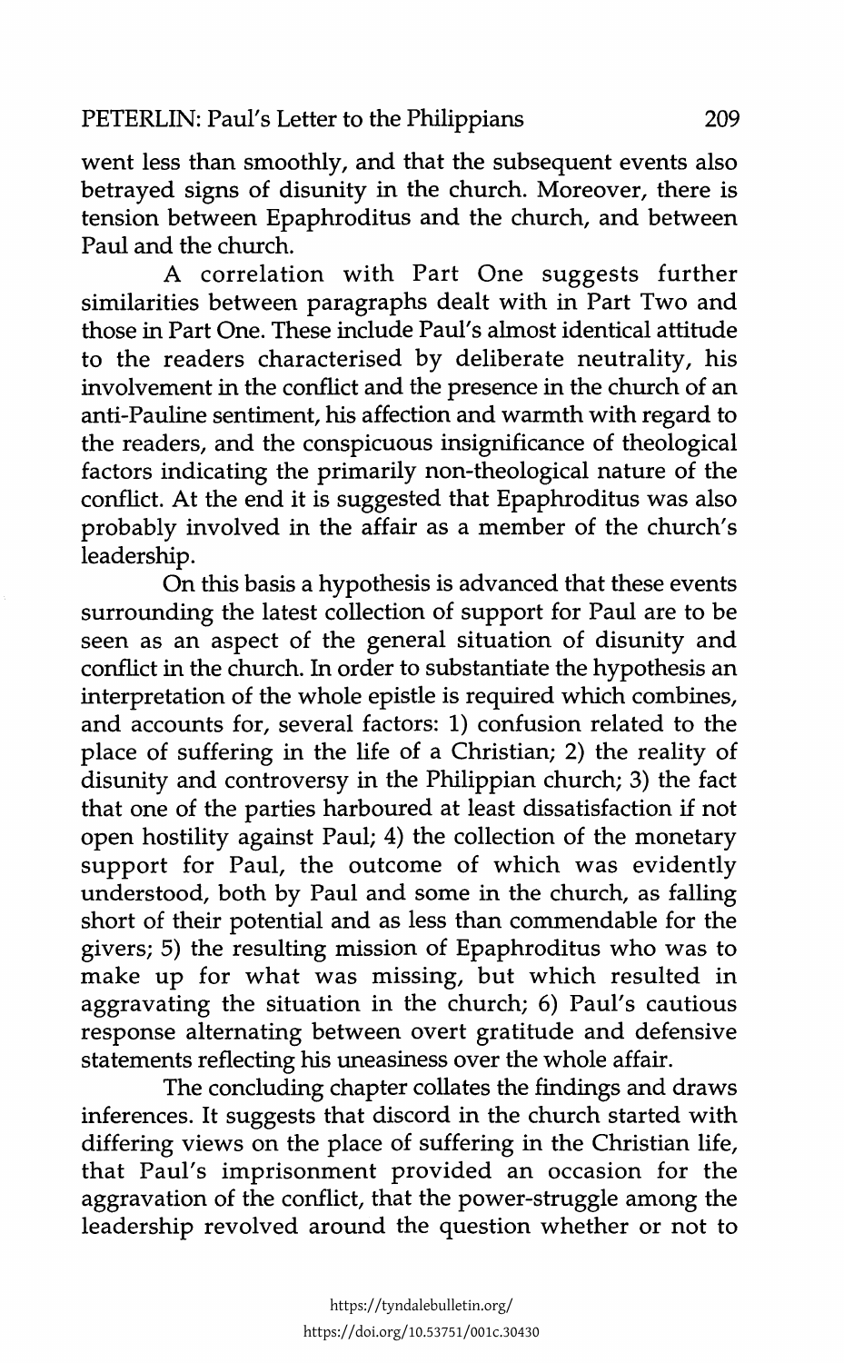went less than smoothly, and that the subsequent events also betrayed signs of disunity in the church. Moreover, there is tension between Epaphroditus and the church, and between Paul and the church.

A correlation with Part One suggests further similarities between paragraphs dealt with in Part Two and those in Part One. These include Paul's almost identical attitude to the readers characterised by deliberate neutrality, his involvement in the conflict and the presence in the church of an anti-Pauline sentiment, his affection and warmth with regard to the readers, and the conspicuous insignificance of theological factors indicating the primarily non-theological nature of the conflict. At the end it is suggested that Epaphroditus was also probably involved in the affair as a member of the church's leadership.

On this basis a hypothesis is advanced that these events surrounding the latest collection of support for Paul are to be seen as an aspect of the general situation of disunity and conflict in the church. In order to substantiate the hypothesis an interpretation of the whole epistle is required which combines, and accounts for, several factors: 1) confusion related to the place of suffering in the life of a Christian; 2) the reality of disunity and controversy in the Philippian church; 3) the fact that one of the parties harboured at least dissatisfaction if not open hostility against Paul; 4) the collection of the monetary support for Paul, the outcome of which was evidently understood, both by Paul and some in the church, as falling short of their potential and as less than commendable for the givers; 5) the resulting mission of Epaphroditus who was to make up for what was missing, but which resulted in aggravating the situation in the church; 6) Paul's cautious response alternating between overt gratitude and defensive statements reflecting his uneasiness over the whole affair.

The concluding chapter collates the findings and draws inferences. It suggests that discord in the church started with differing views on the place of suffering in the Christian life, that Paul's imprisonment provided an occasion for the aggravation of the conflict, that the power-struggle among the leadership revolved around the question whether or not to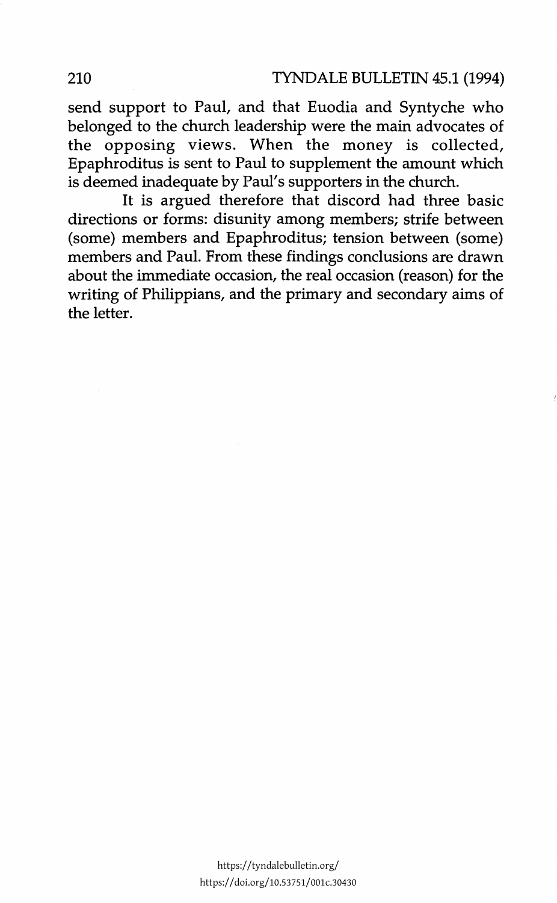send support to Paul, and that Euodia and Syntyche who belonged to the church leadership were the main advocates of the opposing views. When the money is collected, Epaphroditus is sent to Paul to supplement the amount which is deemed inadequate by Paul's supporters in the church.

It is argued therefore that discord had three basic directions or forms: disunity among members; strife between (some) members and Epaphroditus; tension between (some) members and Paul. From these findings conclusions are drawn about the immediate occasion, the real occasion (reason) for the writing of Philippians, and the primary and secondary aims of the letter.